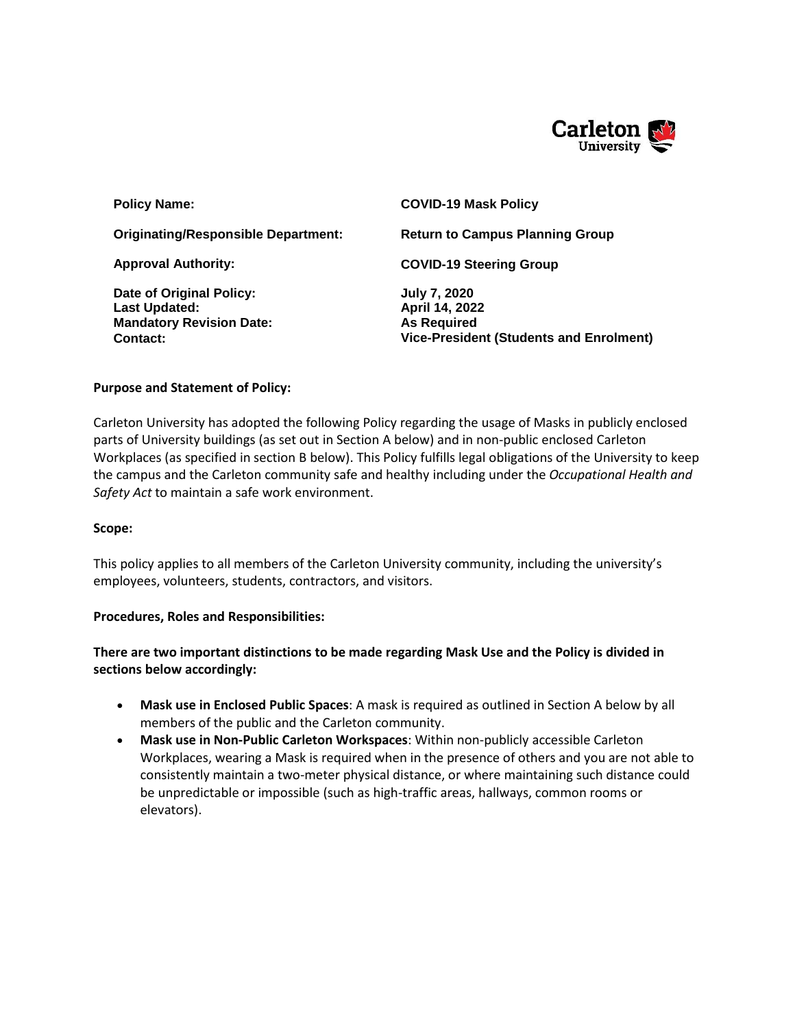| | |
|---|---|
| **Policy Name:** | **COVID-19 Mask Policy** |
| **Originating/Responsible Department:** | **Return to Campus Planning Group** |
| **Approval Authority:** | **COVID-19 Steering Group** |
| **Date of Original Policy:** | **July 7, 2020** |
| **Last Updated:** | **April 14, 2022** |
| **Mandatory Revision Date:** | **As Required** |
| **Contact:** | **Vice-President (Students and Enrolment)** |

**Purpose and Statement of Policy:**

Carleton University has adopted the following Policy regarding the usage of Masks in publicly enclosed parts of University buildings (as set out in Section A below) and in non-public enclosed Carleton Workplaces (as specified in section B below). This Policy fulfills legal obligations of the University to keep the campus and the Carleton community safe and healthy including under the *Occupational Health and Safety Act* to maintain a safe work environment.

**Scope:**

This policy applies to all members of the Carleton University community, including the university's employees, volunteers, students, contractors, and visitors.

**Procedures, Roles and Responsibilities:**

**There are two important distinctions to be made regarding Mask Use and the Policy is divided in sections below accordingly:**

- **Mask use in Enclosed Public Spaces**: A mask is required as outlined in Section A below by all members of the public and the Carleton community.
- **Mask use in Non-Public Carleton Workspaces**: Within non-publicly accessible Carleton Workplaces, wearing a Mask is required when in the presence of others and you are not able to consistently maintain a two-meter physical distance, or where maintaining such distance could be unpredictable or impossible (such as high-traffic areas, hallways, common rooms or elevators).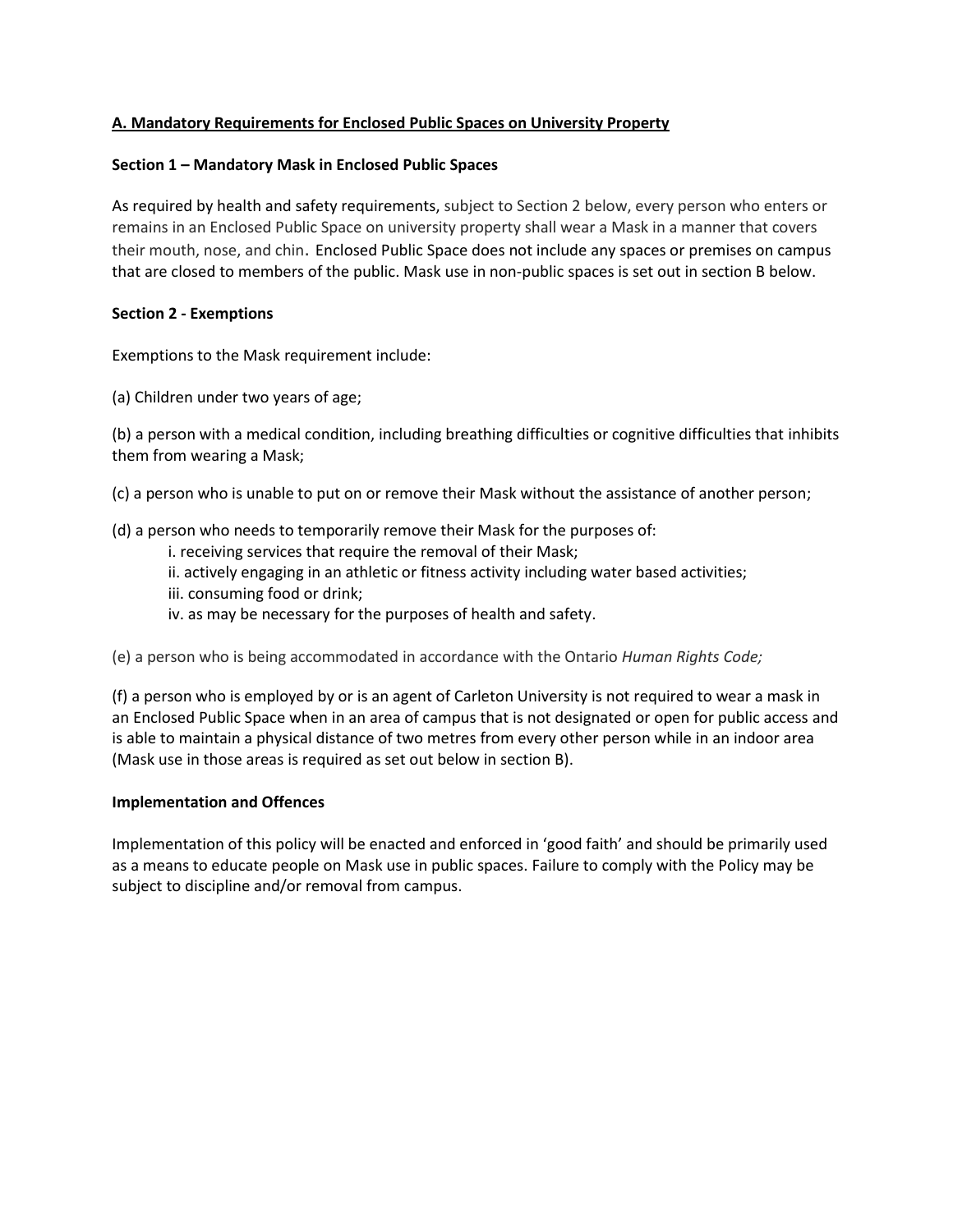## A. Mandatory Requirements for Enclosed Public Spaces on University Property

### Section 1 – Mandatory Mask in Enclosed Public Spaces

As required by health and safety requirements, subject to Section 2 below, every person who enters or remains in an Enclosed Public Space on university property shall wear a Mask in a manner that covers their mouth, nose, and chin. Enclosed Public Space does not include any spaces or premises on campus that are closed to members of the public. Mask use in non-public spaces is set out in section B below.

### Section 2 - Exemptions

Exemptions to the Mask requirement include:

(a) Children under two years of age;

(b) a person with a medical condition, including breathing difficulties or cognitive difficulties that inhibits them from wearing a Mask;

(c) a person who is unable to put on or remove their Mask without the assistance of another person;

(d) a person who needs to temporarily remove their Mask for the purposes of:

- i. receiving services that require the removal of their Mask;
- ii. actively engaging in an athletic or fitness activity including water based activities;
- iii. consuming food or drink;
- iv. as may be necessary for the purposes of health and safety.

(e) a person who is being accommodated in accordance with the Ontario *Human Rights Code;*

(f) a person who is employed by or is an agent of Carleton University is not required to wear a mask in an Enclosed Public Space when in an area of campus that is not designated or open for public access and is able to maintain a physical distance of two metres from every other person while in an indoor area (Mask use in those areas is required as set out below in section B).

### Implementation and Offences

Implementation of this policy will be enacted and enforced in 'good faith' and should be primarily used as a means to educate people on Mask use in public spaces. Failure to comply with the Policy may be subject to discipline and/or removal from campus.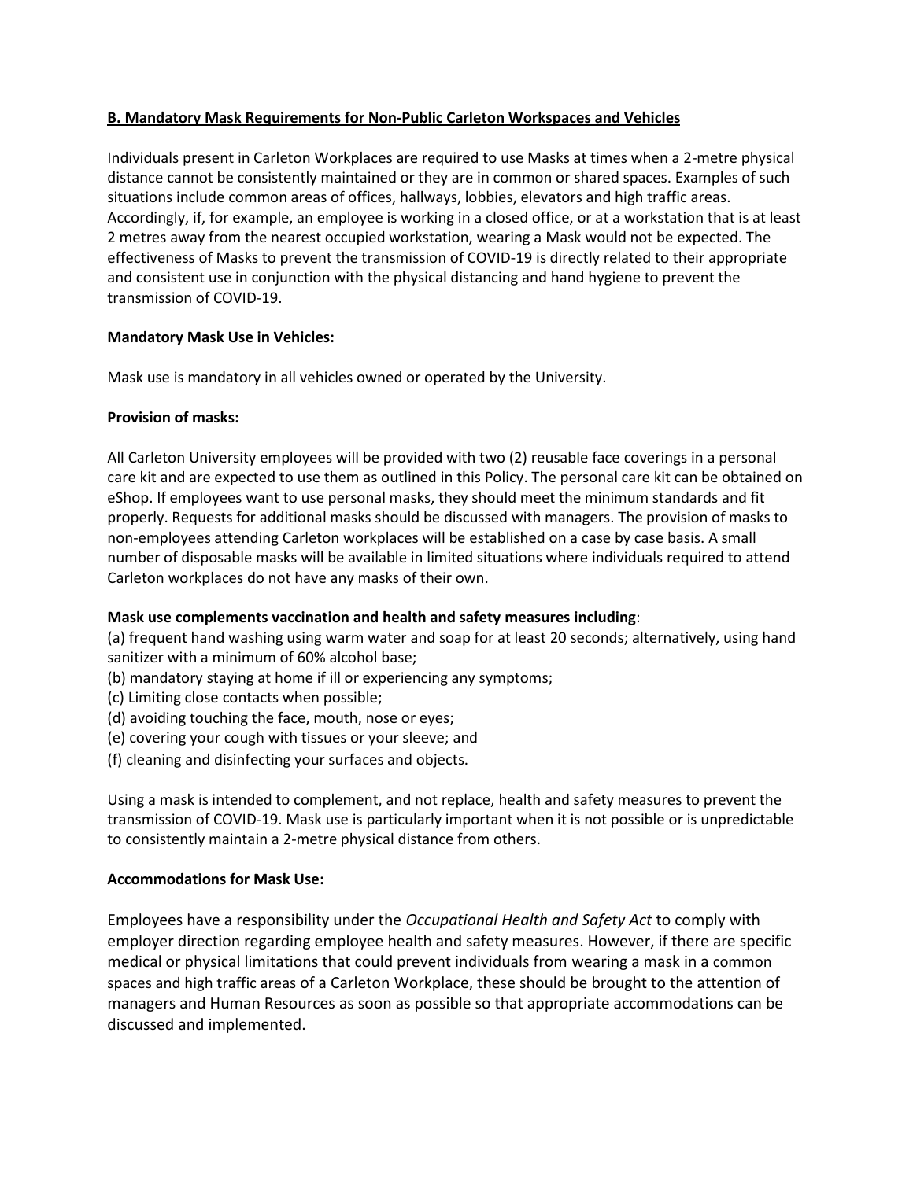**B. Mandatory Mask Requirements for Non-Public Carleton Workspaces and Vehicles**

Individuals present in Carleton Workplaces are required to use Masks at times when a 2-metre physical distance cannot be consistently maintained or they are in common or shared spaces. Examples of such situations include common areas of offices, hallways, lobbies, elevators and high traffic areas. Accordingly, if, for example, an employee is working in a closed office, or at a workstation that is at least 2 metres away from the nearest occupied workstation, wearing a Mask would not be expected. The effectiveness of Masks to prevent the transmission of COVID-19 is directly related to their appropriate and consistent use in conjunction with the physical distancing and hand hygiene to prevent the transmission of COVID-19.

**Mandatory Mask Use in Vehicles:**

Mask use is mandatory in all vehicles owned or operated by the University.

**Provision of masks:**

All Carleton University employees will be provided with two (2) reusable face coverings in a personal care kit and are expected to use them as outlined in this Policy. The personal care kit can be obtained on eShop. If employees want to use personal masks, they should meet the minimum standards and fit properly. Requests for additional masks should be discussed with managers. The provision of masks to non-employees attending Carleton workplaces will be established on a case by case basis. A small number of disposable masks will be available in limited situations where individuals required to attend Carleton workplaces do not have any masks of their own.

**Mask use complements vaccination and health and safety measures including**:

(a) frequent hand washing using warm water and soap for at least 20 seconds; alternatively, using hand sanitizer with a minimum of 60% alcohol base;
(b) mandatory staying at home if ill or experiencing any symptoms;
(c) Limiting close contacts when possible;
(d) avoiding touching the face, mouth, nose or eyes;
(e) covering your cough with tissues or your sleeve; and
(f) cleaning and disinfecting your surfaces and objects.

Using a mask is intended to complement, and not replace, health and safety measures to prevent the transmission of COVID-19. Mask use is particularly important when it is not possible or is unpredictable to consistently maintain a 2-metre physical distance from others.

**Accommodations for Mask Use:**

Employees have a responsibility under the *Occupational Health and Safety Act* to comply with employer direction regarding employee health and safety measures. However, if there are specific medical or physical limitations that could prevent individuals from wearing a mask in a common spaces and high traffic areas of a Carleton Workplace, these should be brought to the attention of managers and Human Resources as soon as possible so that appropriate accommodations can be discussed and implemented.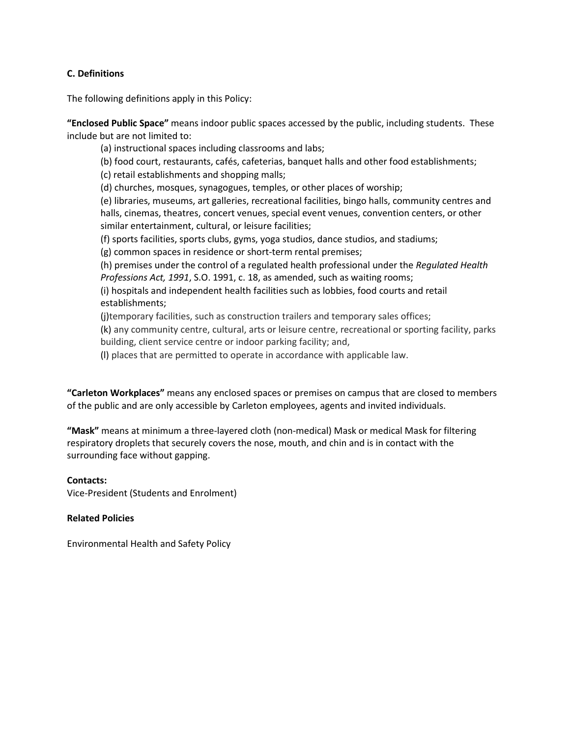**C. Definitions**

The following definitions apply in this Policy:

**"Enclosed Public Space"** means indoor public spaces accessed by the public, including students. These include but are not limited to:

(a) instructional spaces including classrooms and labs;
(b) food court, restaurants, cafés, cafeterias, banquet halls and other food establishments;
(c) retail establishments and shopping malls;
(d) churches, mosques, synagogues, temples, or other places of worship;
(e) libraries, museums, art galleries, recreational facilities, bingo halls, community centres and halls, cinemas, theatres, concert venues, special event venues, convention centers, or other similar entertainment, cultural, or leisure facilities;
(f) sports facilities, sports clubs, gyms, yoga studios, dance studios, and stadiums;
(g) common spaces in residence or short-term rental premises;
(h) premises under the control of a regulated health professional under the *Regulated Health Professions Act, 1991*, S.O. 1991, c. 18, as amended, such as waiting rooms;
(i) hospitals and independent health facilities such as lobbies, food courts and retail establishments;
(j)temporary facilities, such as construction trailers and temporary sales offices;
(k) any community centre, cultural, arts or leisure centre, recreational or sporting facility, parks building, client service centre or indoor parking facility; and,
(l) places that are permitted to operate in accordance with applicable law.

**"Carleton Workplaces"** means any enclosed spaces or premises on campus that are closed to members of the public and are only accessible by Carleton employees, agents and invited individuals.

**"Mask"** means at minimum a three-layered cloth (non-medical) Mask or medical Mask for filtering respiratory droplets that securely covers the nose, mouth, and chin and is in contact with the surrounding face without gapping.

**Contacts:**
Vice-President (Students and Enrolment)

**Related Policies**

Environmental Health and Safety Policy